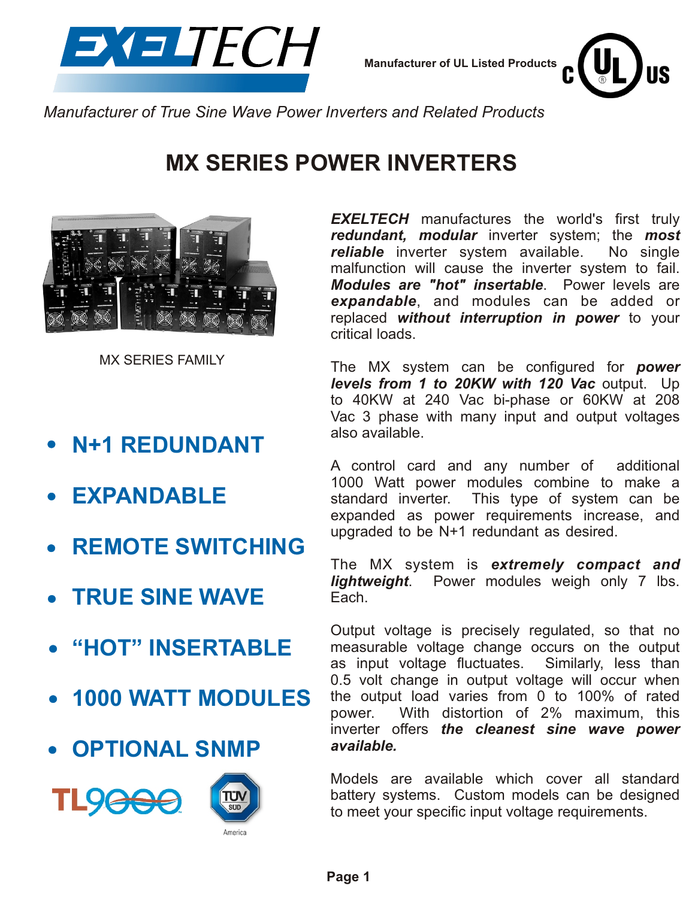Manufacturer of UL Listed Products

*Manufacturer of True Sine Wave Power Inverters and Related Products*

# MX SERIES POWER INVERTERS

MX SERIES FAMILY

- **N+1 REDUNDANT**
- **EXPANDABLE**
- **REMOTE SWITCHING**
- **TRUE SINE WAVE**
- **"HOT" INSERTABLE**
- **1000 WATT MODULES**
- **OPTIONAL SNMP**

***EXELTECH*** manufactures the world's first truly ***redundant, modular*** inverter system; the ***most reliable*** inverter system available. No single malfunction will cause the inverter system to fail. ***Modules are "hot" insertable***. Power levels are ***expandable***, and modules can be added or replaced ***without interruption in power*** to your critical loads.

The MX system can be configured for ***power levels from 1 to 20KW with 120 Vac*** output. Up to 40KW at 240 Vac bi-phase or 60KW at 208 Vac 3 phase with many input and output voltages also available.

A control card and any number of additional 1000 Watt power modules combine to make a standard inverter. This type of system can be expanded as power requirements increase, and upgraded to be N+1 redundant as desired.

The MX system is ***extremely compact and lightweight***. Power modules weigh only 7 lbs. Each.

Output voltage is precisely regulated, so that no measurable voltage change occurs on the output as input voltage fluctuates. Similarly, less than 0.5 volt change in output voltage will occur when the output load varies from 0 to 100% of rated power. With distortion of 2% maximum, this inverter offers ***the cleanest sine wave power available.***

Models are available which cover all standard battery systems. Custom models can be designed to meet your specific input voltage requirements.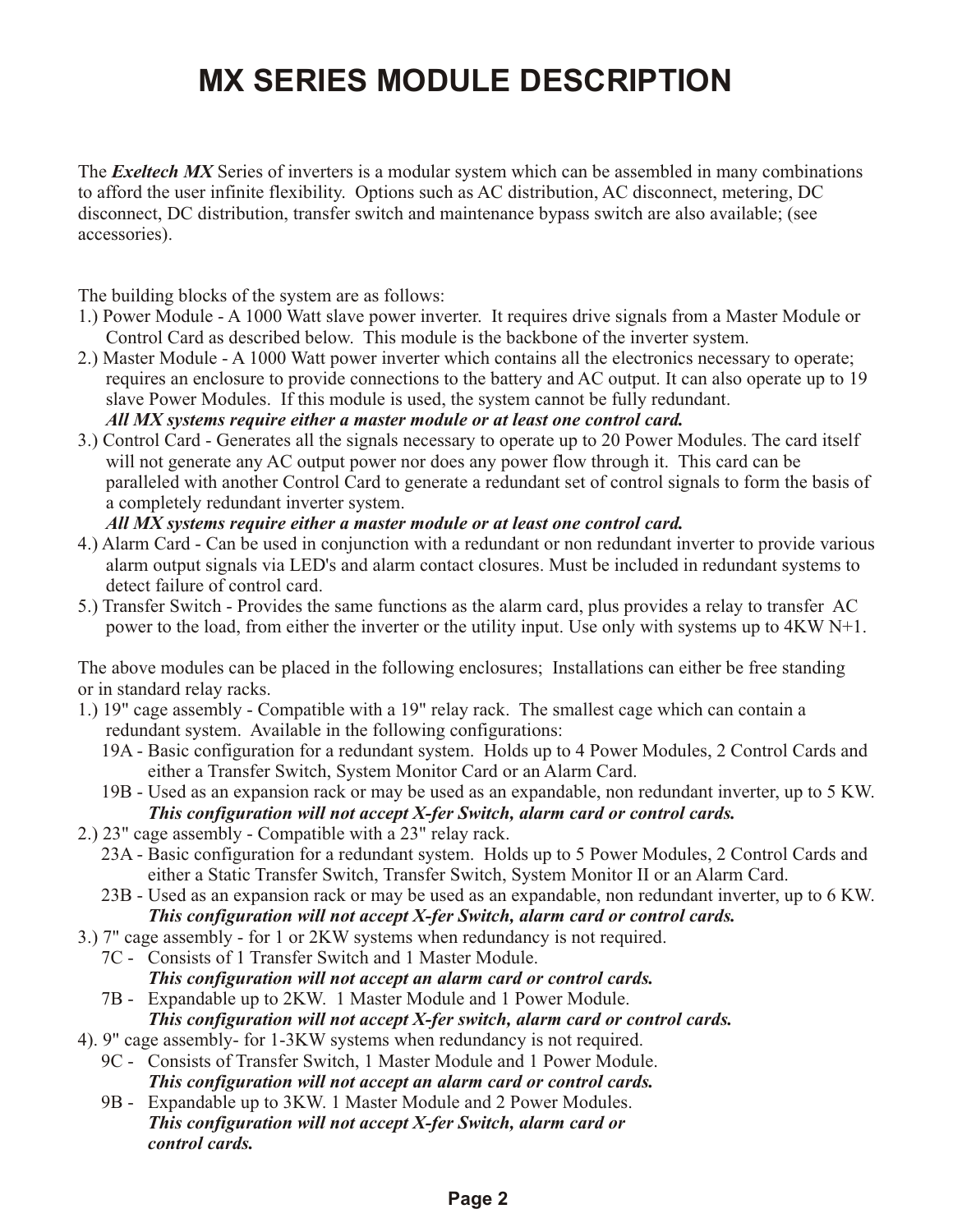# MX SERIES MODULE DESCRIPTION

The ***Exeltech MX*** Series of inverters is a modular system which can be assembled in many combinations to afford the user infinite flexibility. Options such as AC distribution, AC disconnect, metering, DC disconnect, DC distribution, transfer switch and maintenance bypass switch are also available; (see accessories).

The building blocks of the system are as follows:

1.) Power Module - A 1000 Watt slave power inverter. It requires drive signals from a Master Module or Control Card as described below. This module is the backbone of the inverter system.
2.) Master Module - A 1000 Watt power inverter which contains all the electronics necessary to operate; requires an enclosure to provide connections to the battery and AC output. It can also operate up to 19 slave Power Modules. If this module is used, the system cannot be fully redundant.
    ***All MX systems require either a master module or at least one control card.***
3.) Control Card - Generates all the signals necessary to operate up to 20 Power Modules. The card itself will not generate any AC output power nor does any power flow through it. This card can be paralleled with another Control Card to generate a redundant set of control signals to form the basis of a completely redundant inverter system.
    ***All MX systems require either a master module or at least one control card.***
4.) Alarm Card - Can be used in conjunction with a redundant or non redundant inverter to provide various alarm output signals via LED's and alarm contact closures. Must be included in redundant systems to detect failure of control card.
5.) Transfer Switch - Provides the same functions as the alarm card, plus provides a relay to transfer AC power to the load, from either the inverter or the utility input. Use only with systems up to 4KW N+1.

The above modules can be placed in the following enclosures; Installations can either be free standing or in standard relay racks.

1.) 19" cage assembly - Compatible with a 19" relay rack. The smallest cage which can contain a redundant system. Available in the following configurations:
    - 19A - Basic configuration for a redundant system. Holds up to 4 Power Modules, 2 Control Cards and either a Transfer Switch, System Monitor Card or an Alarm Card.
    - 19B - Used as an expansion rack or may be used as an expandable, non redundant inverter, up to 5 KW.
      ***This configuration will not accept X-fer Switch, alarm card or control cards.***
2.) 23" cage assembly - Compatible with a 23" relay rack.
    - 23A - Basic configuration for a redundant system. Holds up to 5 Power Modules, 2 Control Cards and either a Static Transfer Switch, Transfer Switch, System Monitor II or an Alarm Card.
    - 23B - Used as an expansion rack or may be used as an expandable, non redundant inverter, up to 6 KW.
      ***This configuration will not accept X-fer Switch, alarm card or control cards.***
3.) 7" cage assembly - for 1 or 2KW systems when redundancy is not required.
    - 7C - Consists of 1 Transfer Switch and 1 Master Module.
      ***This configuration will not accept an alarm card or control cards.***
    - 7B - Expandable up to 2KW. 1 Master Module and 1 Power Module.
      ***This configuration will not accept X-fer switch, alarm card or control cards.***
4). 9" cage assembly- for 1-3KW systems when redundancy is not required.
    - 9C - Consists of Transfer Switch, 1 Master Module and 1 Power Module.
      ***This configuration will not accept an alarm card or control cards.***
    - 9B - Expandable up to 3KW. 1 Master Module and 2 Power Modules.
      ***This configuration will not accept X-fer Switch, alarm card or control cards.***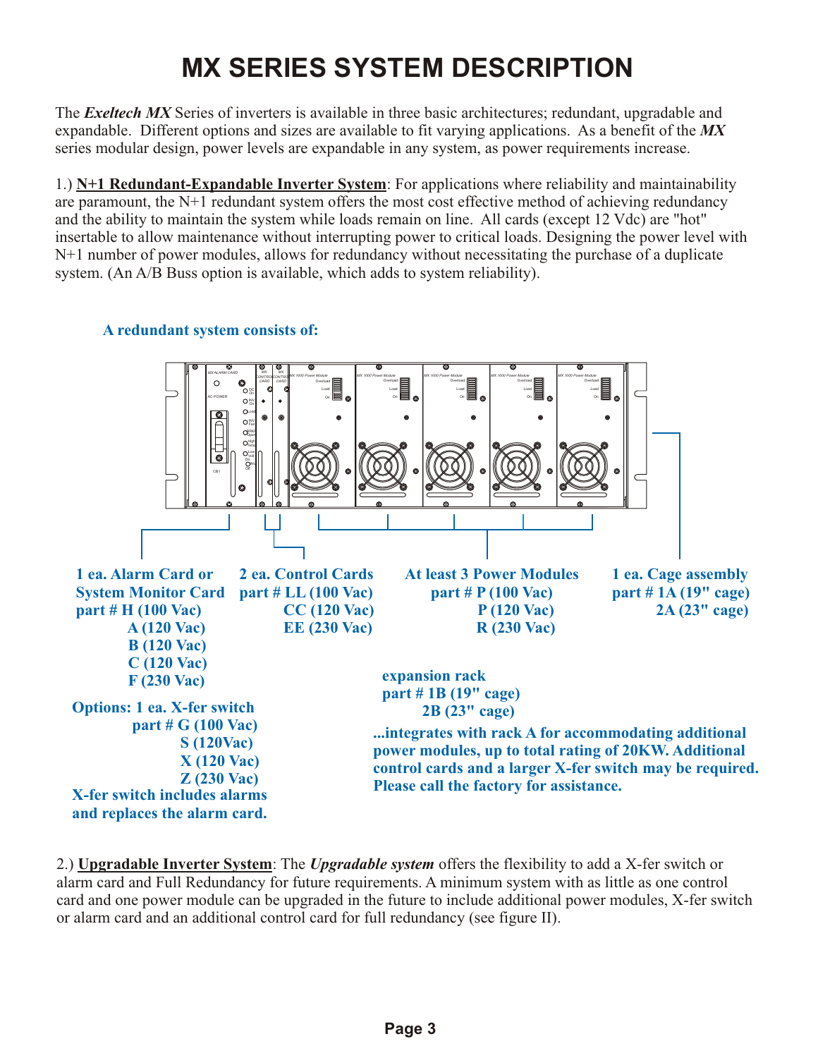# MX SERIES SYSTEM DESCRIPTION

The ***Exeltech MX*** Series of inverters is available in three basic architectures; redundant, upgradable and expandable. Different options and sizes are available to fit varying applications. As a benefit of the ***MX*** series modular design, power levels are expandable in any system, as power requirements increase.

1.) **N+1 Redundant-Expandable Inverter System**: For applications where reliability and maintainability are paramount, the N+1 redundant system offers the most cost effective method of achieving redundancy and the ability to maintain the system while loads remain on line. All cards (except 12 Vdc) are "hot" insertable to allow maintenance without interrupting power to critical loads. Designing the power level with N+1 number of power modules, allows for redundancy without necessitating the purchase of a duplicate system. (An A/B Buss option is available, which adds to system reliability).

**A redundant system consists of:**

**1 ea. Alarm Card or System Monitor Card**
**part # H (100 Vac)**
**A (120 Vac)**
**B (120 Vac)**
**C (120 Vac)**
**F (230 Vac)**

**Options: 1 ea. X-fer switch**
**part # G (100 Vac)**
**S (120Vac)**
**X (120 Vac)**
**Z (230 Vac)**
**X-fer switch includes alarms and replaces the alarm card.**

**2 ea. Control Cards**
**part # LL (100 Vac)**
**CC (120 Vac)**
**EE (230 Vac)**

**At least 3 Power Modules**
**part # P (100 Vac)**
**P (120 Vac)**
**R (230 Vac)**

**1 ea. Cage assembly**
**part # 1A (19" cage)**
**2A (23" cage)**

**expansion rack**
**part # 1B (19" cage)**
**2B (23" cage)**

**...integrates with rack A for accommodating additional power modules, up to total rating of 20KW. Additional control cards and a larger X-fer switch may be required. Please call the factory for assistance.**

2.) **Upgradable Inverter System**: The ***Upgradable system*** offers the flexibility to add a X-fer switch or alarm card and Full Redundancy for future requirements. A minimum system with as little as one control card and one power module can be upgraded in the future to include additional power modules, X-fer switch or alarm card and an additional control card for full redundancy (see figure II).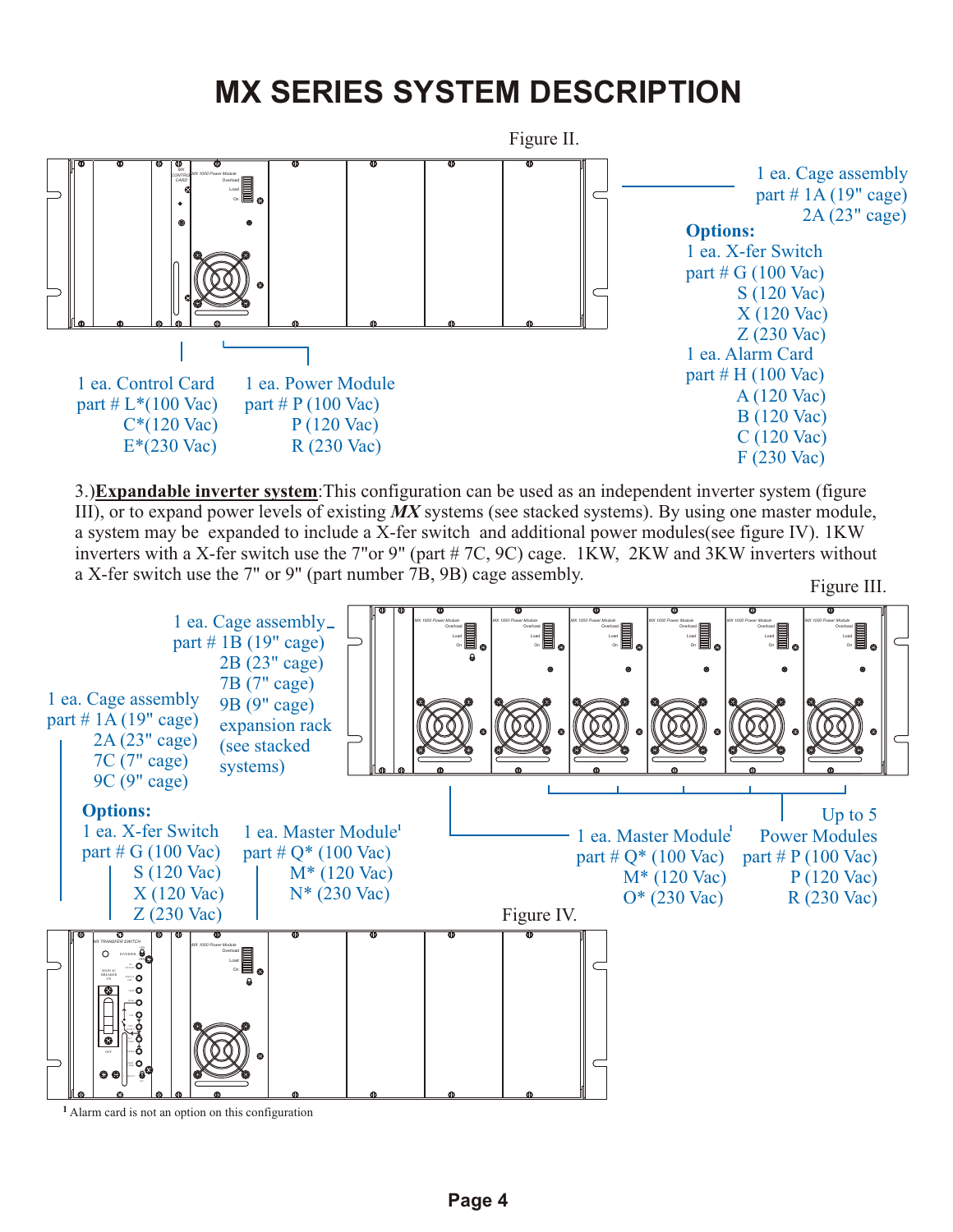# MX SERIES SYSTEM DESCRIPTION

Figure II.

1 ea. Cage assembly
part # 1A (19" cage)
2A (23" cage)

**Options:**

1 ea. X-fer Switch
part # G (100 Vac)
S (120 Vac)
X (120 Vac)
Z (230 Vac)

1 ea. Alarm Card
part # H (100 Vac)
A (120 Vac)
B (120 Vac)
C (120 Vac)
F (230 Vac)

1 ea. Control Card
part # L*(100 Vac)
C*(120 Vac)
E*(230 Vac)

1 ea. Power Module
part # P (100 Vac)
P (120 Vac)
R (230 Vac)

3.)**Expandable inverter system**:This configuration can be used as an independent inverter system (figure III), or to expand power levels of existing ***MX*** systems (see stacked systems). By using one master module, a system may be expanded to include a X-fer switch and additional power modules(see figure IV). 1KW inverters with a X-fer switch use the 7"or 9" (part # 7C, 9C) cage. 1KW, 2KW and 3KW inverters without a X-fer switch use the 7" or 9" (part number 7B, 9B) cage assembly.

Figure III.

1 ea. Cage assembly
part # 1B (19" cage)
2B (23" cage)
7B (7" cage)
9B (9" cage)
expansion rack
(see stacked systems)

1 ea. Cage assembly
part # 1A (19" cage)
2A (23" cage)
7C (7" cage)
9C (9" cage)

**Options:**

1 ea. X-fer Switch
part # G (100 Vac)
S (120 Vac)
X (120 Vac)
Z (230 Vac)

1 ea. Master Module[1]
part # Q* (100 Vac)
M* (120 Vac)
N* (230 Vac)

1 ea. Master Module[1]
part # Q* (100 Vac)
M* (120 Vac)
O* (230 Vac)

Up to 5
Power Modules
part # P (100 Vac)
P (120 Vac)
R (230 Vac)

Figure IV.

[1] Alarm card is not an option on this configuration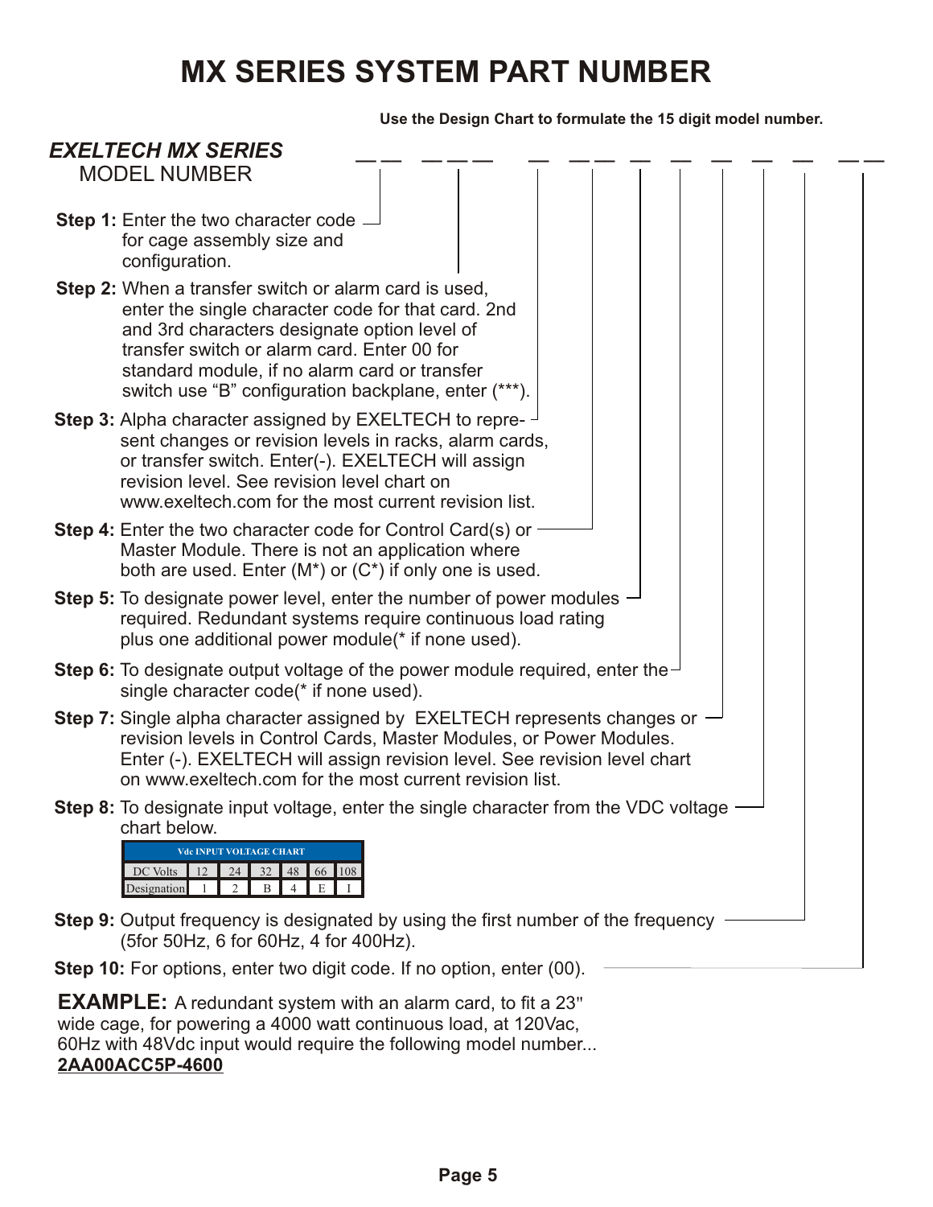# MX SERIES SYSTEM PART NUMBER

**Use the Design Chart to formulate the 15 digit model number.**

***EXELTECH MX SERIES***
MODEL NUMBER

__ __ &nbsp; __ __ __ &nbsp; __ &nbsp; __ __ &nbsp; __ &nbsp; __ &nbsp; __ &nbsp; __ &nbsp; __ &nbsp; __ __

**Step 1:** Enter the two character code for cage assembly size and configuration.

**Step 2:** When a transfer switch or alarm card is used, enter the single character code for that card. 2nd and 3rd characters designate option level of transfer switch or alarm card. Enter 00 for standard module, if no alarm card or transfer switch use "B" configuration backplane, enter (***).

**Step 3:** Alpha character assigned by EXELTECH to represent changes or revision levels in racks, alarm cards, or transfer switch. Enter(-). EXELTECH will assign revision level. See revision level chart on www.exeltech.com for the most current revision list.

**Step 4:** Enter the two character code for Control Card(s) or Master Module. There is not an application where both are used. Enter (M*) or (C*) if only one is used.

**Step 5:** To designate power level, enter the number of power modules required. Redundant systems require continuous load rating plus one additional power module(* if none used).

**Step 6:** To designate output voltage of the power module required, enter the single character code(* if none used).

**Step 7:** Single alpha character assigned by EXELTECH represents changes or revision levels in Control Cards, Master Modules, or Power Modules. Enter (-). EXELTECH will assign revision level. See revision level chart on www.exeltech.com for the most current revision list.

**Step 8:** To designate input voltage, enter the single character from the VDC voltage chart below.

| Vdc INPUT VOLTAGE CHART | | | | | | |
|---|---|---|---|---|---|---|
| DC Volts | 12 | 24 | 32 | 48 | 66 | 108 |
| Designation | 1 | 2 | B | 4 | E | I |

**Step 9:** Output frequency is designated by using the first number of the frequency (5for 50Hz, 6 for 60Hz, 4 for 400Hz).

**Step 10:** For options, enter two digit code. If no option, enter (00).

**EXAMPLE:** A redundant system with an alarm card, to fit a 23" wide cage, for powering a 4000 watt continuous load, at 120Vac, 60Hz with 48Vdc input would require the following model number...
**2AA00ACC5P-4600**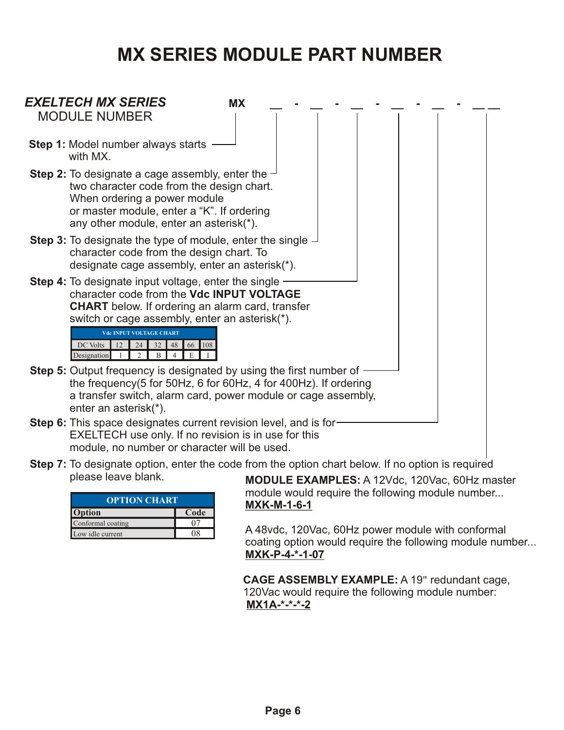# MX SERIES MODULE PART NUMBER

***EXELTECH MX SERIES***
MODULE NUMBER

**MX __ - __ - __ - __ - __ - __ __**

**Step 1:** Model number always starts with MX.

**Step 2:** To designate a cage assembly, enter the two character code from the design chart. When ordering a power module or master module, enter a "K". If ordering any other module, enter an asterisk(*).

**Step 3:** To designate the type of module, enter the single character code from the design chart. To designate cage assembly, enter an asterisk(*).

**Step 4:** To designate input voltage, enter the single character code from the **Vdc INPUT VOLTAGE CHART** below. If ordering an alarm card, transfer switch or cage assembly, enter an asterisk(*).

| Vdc INPUT VOLTAGE CHART | | | | | | |
|---|---|---|---|---|---|---|
| DC Volts | 12 | 24 | 32 | 48 | 66 | 108 |
| Designation | 1 | 2 | B | 4 | E | I |

**Step 5:** Output frequency is designated by using the first number of the frequency(5 for 50Hz, 6 for 60Hz, 4 for 400Hz). If ordering a transfer switch, alarm card, power module or cage assembly, enter an asterisk(*).

**Step 6:** This space designates current revision level, and is for EXELTECH use only. If no revision is in use for this module, no number or character will be used.

**Step 7:** To designate option, enter the code from the option chart below. If no option is required please leave blank.

| OPTION CHART | |
|---|---|
| **Option** | **Code** |
| Conformal coating | 07 |
| Low idle current | 08 |

**MODULE EXAMPLES:** A 12Vdc, 120Vac, 60Hz master module would require the following module number...
**MXK-M-1-6-1**

A 48vdc, 120Vac, 60Hz power module with conformal coating option would require the following module number...
**MXK-P-4-*-1-07**

**CAGE ASSEMBLY EXAMPLE:** A 19" redundant cage, 120Vac would require the following module number:
**MX1A-*-*-*-2**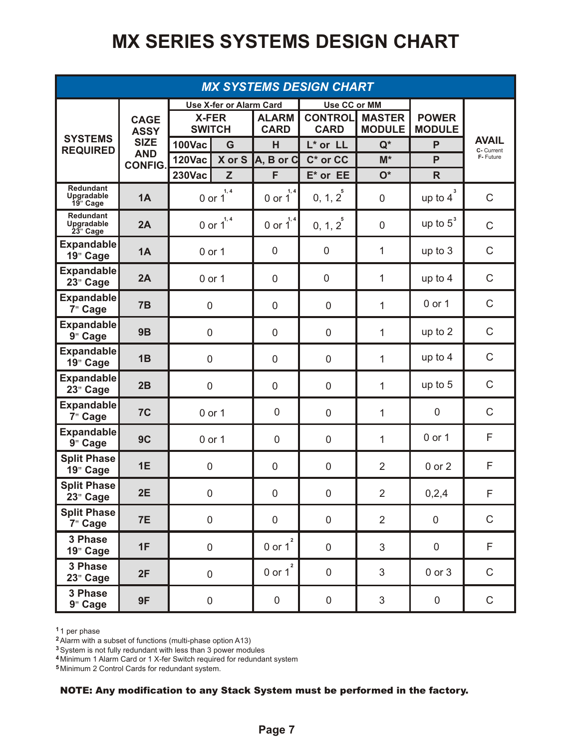# MX SERIES SYSTEMS DESIGN CHART

| MX SYSTEMS DESIGN CHART | | | | | | | | |
|---|---|---|---|---|---|---|---|---|
| SYSTEMS REQUIRED | CAGE ASSY SIZE AND CONFIG. | Use X-fer or Alarm Card | | | Use CC or MM | | POWER MODULE | AVAIL (C- Current, F- Future) |
| | | X-FER SWITCH | | ALARM CARD | CONTROL CARD | MASTER MODULE | | |
| | | 100Vac | G | H | L* or LL | Q* | P | |
| | | 120Vac | X or S | A, B or C | C* or CC | M* | P | |
| | | 230Vac | Z | F | E* or EE | O* | R | |
| Redundant Upgradable 19" Cage | 1A | 0 or 1[1, 4] | | 0 or 1[1, 4] | 0, 1, 2[5] | 0 | up to 4[3] | C |
| Redundant Upgradable 23" Cage | 2A | 0 or 1[1, 4] | | 0 or 1[1, 4] | 0, 1, 2[5] | 0 | up to 5[3] | C |
| Expandable 19" Cage | 1A | 0 or 1 | | 0 | 0 | 1 | up to 3 | C |
| Expandable 23" Cage | 2A | 0 or 1 | | 0 | 0 | 1 | up to 4 | C |
| Expandable 7" Cage | 7B | 0 | | 0 | 0 | 1 | 0 or 1 | C |
| Expandable 9" Cage | 9B | 0 | | 0 | 0 | 1 | up to 2 | C |
| Expandable 19" Cage | 1B | 0 | | 0 | 0 | 1 | up to 4 | C |
| Expandable 23" Cage | 2B | 0 | | 0 | 0 | 1 | up to 5 | C |
| Expandable 7" Cage | 7C | 0 or 1 | | 0 | 0 | 1 | 0 | C |
| Expandable 9" Cage | 9C | 0 or 1 | | 0 | 0 | 1 | 0 or 1 | F |
| Split Phase 19" Cage | 1E | 0 | | 0 | 0 | 2 | 0 or 2 | F |
| Split Phase 23" Cage | 2E | 0 | | 0 | 0 | 2 | 0,2,4 | F |
| Split Phase 7" Cage | 7E | 0 | | 0 | 0 | 2 | 0 | C |
| 3 Phase 19" Cage | 1F | 0 | | 0 or 1[2] | 0 | 3 | 0 | F |
| 3 Phase 23" Cage | 2F | 0 | | 0 or 1[2] | 0 | 3 | 0 or 3 | C |
| 3 Phase 9" Cage | 9F | 0 | | 0 | 0 | 3 | 0 | C |

[1] 1 per phase
[2] Alarm with a subset of functions (multi-phase option A13)
[3] System is not fully redundant with less than 3 power modules
[4] Minimum 1 Alarm Card or 1 X-fer Switch required for redundant system
[5] Minimum 2 Control Cards for redundant system.

**NOTE: Any modification to any Stack System must be performed in the factory.**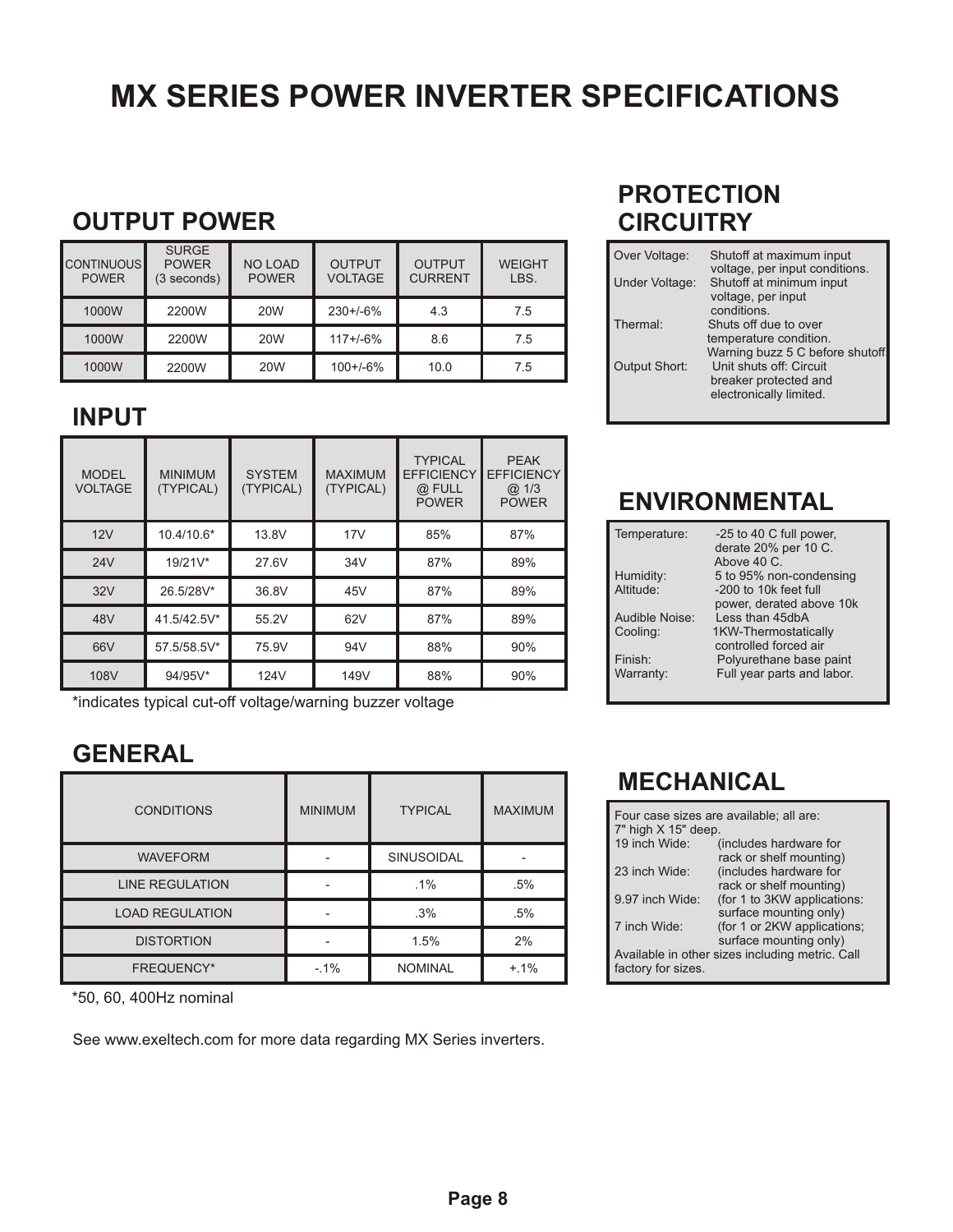# MX SERIES POWER INVERTER SPECIFICATIONS

## OUTPUT POWER

| CONTINUOUS POWER | SURGE POWER (3 seconds) | NO LOAD POWER | OUTPUT VOLTAGE | OUTPUT CURRENT | WEIGHT LBS. |
|---|---|---|---|---|---|
| 1000W | 2200W | 20W | 230+/-6% | 4.3 | 7.5 |
| 1000W | 2200W | 20W | 117+/-6% | 8.6 | 7.5 |
| 1000W | 2200W | 20W | 100+/-6% | 10.0 | 7.5 |

## INPUT

| MODEL VOLTAGE | MINIMUM (TYPICAL) | SYSTEM (TYPICAL) | MAXIMUM (TYPICAL) | TYPICAL EFFICIENCY @ FULL POWER | PEAK EFFICIENCY @ 1/3 POWER |
|---|---|---|---|---|---|
| 12V | 10.4/10.6* | 13.8V | 17V | 85% | 87% |
| 24V | 19/21V* | 27.6V | 34V | 87% | 89% |
| 32V | 26.5/28V* | 36.8V | 45V | 87% | 89% |
| 48V | 41.5/42.5V* | 55.2V | 62V | 87% | 89% |
| 66V | 57.5/58.5V* | 75.9V | 94V | 88% | 90% |
| 108V | 94/95V* | 124V | 149V | 88% | 90% |

*indicates typical cut-off voltage/warning buzzer voltage

## GENERAL

| CONDITIONS | MINIMUM | TYPICAL | MAXIMUM |
|---|---|---|---|
| WAVEFORM | - | SINUSOIDAL | - |
| LINE REGULATION | - | .1% | .5% |
| LOAD REGULATION | - | .3% | .5% |
| DISTORTION | - | 1.5% | 2% |
| FREQUENCY* | -.1% | NOMINAL | +.1% |

*50, 60, 400Hz nominal

See www.exeltech.com for more data regarding MX Series inverters.

## PROTECTION CIRCUITRY

Over Voltage: Shutoff at maximum input voltage, per input conditions.
Under Voltage: Shutoff at minimum input voltage, per input conditions.
Thermal: Shuts off due to over temperature condition. Warning buzz 5 C before shutoff.
Output Short: Unit shuts off: Circuit breaker protected and electronically limited.

## ENVIRONMENTAL

Temperature: -25 to 40 C full power, derate 20% per 10 C. Above 40 C.
Humidity: 5 to 95% non-condensing
Altitude: -200 to 10k feet full power, derated above 10k
Audible Noise: Less than 45dbA
Cooling: 1KW-Thermostatically controlled forced air
Finish: Polyurethane base paint
Warranty: Full year parts and labor.

## MECHANICAL

Four case sizes are available; all are: 7" high X 15" deep.
19 inch Wide: (includes hardware for rack or shelf mounting)
23 inch Wide: (includes hardware for rack or shelf mounting)
9.97 inch Wide: (for 1 to 3KW applications: surface mounting only)
7 inch Wide: (for 1 or 2KW applications; surface mounting only)
Available in other sizes including metric. Call factory for sizes.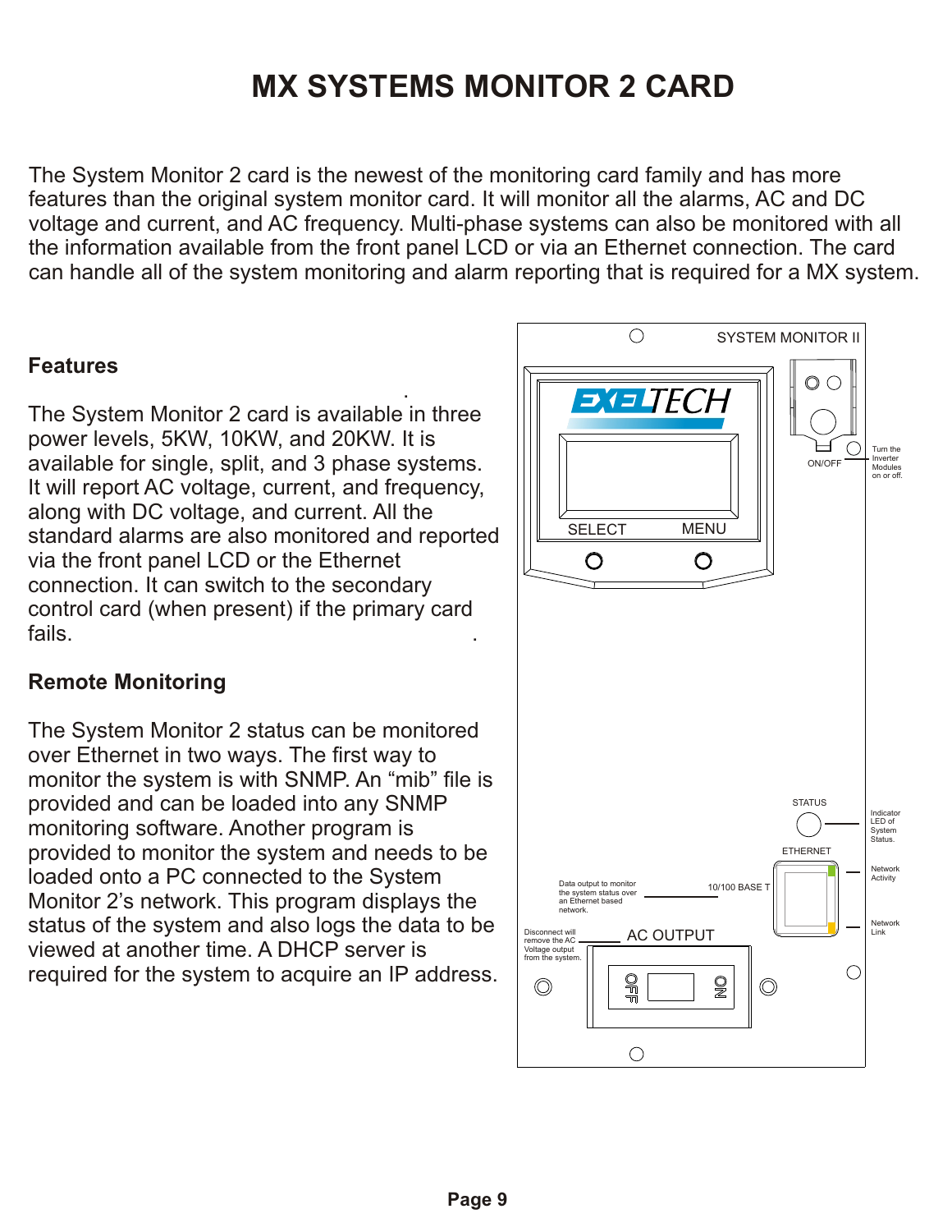# MX SYSTEMS MONITOR 2 CARD

The System Monitor 2 card is the newest of the monitoring card family and has more features than the original system monitor card. It will monitor all the alarms, AC and DC voltage and current, and AC frequency. Multi-phase systems can also be monitored with all the information available from the front panel LCD or via an Ethernet connection. The card can handle all of the system monitoring and alarm reporting that is required for a MX system.

### Features

The System Monitor 2 card is available in three power levels, 5KW, 10KW, and 20KW. It is available for single, split, and 3 phase systems. It will report AC voltage, current, and frequency, along with DC voltage, and current. All the standard alarms are also monitored and reported via the front panel LCD or the Ethernet connection. It can switch to the secondary control card (when present) if the primary card fails.

### Remote Monitoring

The System Monitor 2 status can be monitored over Ethernet in two ways. The first way to monitor the system is with SNMP. An “mib” file is provided and can be loaded into any SNMP monitoring software. Another program is provided to monitor the system and needs to be loaded onto a PC connected to the System Monitor 2’s network. This program displays the status of the system and also logs the data to be viewed at another time. A DHCP server is required for the system to acquire an IP address.

SYSTEM MONITOR II

EXELTECH

SELECT MENU

ON/OFF — Turn the Inverter Modules on or off.

STATUS — Indicator LED of System Status.

ETHERNET

10/100 BASE T — Data output to monitor the system status over an Ethernet based network.

Network Activity

Network Link

AC OUTPUT — Disconnect will remove the AC Voltage output from the system.

OFF ON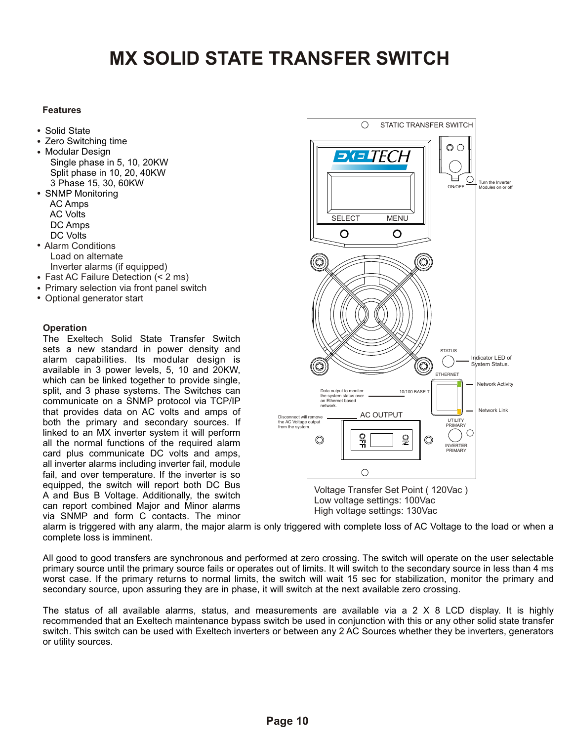# MX SOLID STATE TRANSFER SWITCH

**Features**

- Solid State
- Zero Switching time
- Modular Design
  - Single phase in 5, 10, 20KW
  - Split phase in 10, 20, 40KW
  - 3 Phase 15, 30, 60KW
- SNMP Monitoring
  - AC Amps
  - AC Volts
  - DC Amps
  - DC Volts
- Alarm Conditions
  - Load on alternate
  - Inverter alarms (if equipped)
- Fast AC Failure Detection (< 2 ms)
- Primary selection via front panel switch
- Optional generator start

STATIC TRANSFER SWITCH

EXELTECH

SELECT MENU

ON/OFF

Turn the Inverter Modules on or off.

STATUS

Indicator LED of System Status.

ETHERNET

Network Activity

Data output to monitor the system status over an Ethernet based network.

10/100 BASE T

Network Link

Disconnect will remove the AC Voltage output from the system.

AC OUTPUT

OFF ON

UTILITY PRIMARY

INVERTER PRIMARY

Voltage Transfer Set Point ( 120Vac )
Low voltage settings: 100Vac
High voltage settings: 130Vac

**Operation**

The Exeltech Solid State Transfer Switch sets a new standard in power density and alarm capabilities. Its modular design is available in 3 power levels, 5, 10 and 20KW, which can be linked together to provide single, split, and 3 phase systems. The Switches can communicate on a SNMP protocol via TCP/IP that provides data on AC volts and amps of both the primary and secondary sources. If linked to an MX inverter system it will perform all the normal functions of the required alarm card plus communicate DC volts and amps, all inverter alarms including inverter fail, module fail, and over temperature. If the inverter is so equipped, the switch will report both DC Bus A and Bus B Voltage. Additionally, the switch can report combined Major and Minor alarms via SNMP and form C contacts. The minor alarm is triggered with any alarm, the major alarm is only triggered with complete loss of AC Voltage to the load or when a complete loss is imminent.

All good to good transfers are synchronous and performed at zero crossing. The switch will operate on the user selectable primary source until the primary source fails or operates out of limits. It will switch to the secondary source in less than 4 ms worst case. If the primary returns to normal limits, the switch will wait 15 sec for stabilization, monitor the primary and secondary source, upon assuring they are in phase, it will switch at the next available zero crossing.

The status of all available alarms, status, and measurements are available via a 2 X 8 LCD display. It is highly recommended that an Exeltech maintenance bypass switch be used in conjunction with this or any other solid state transfer switch. This switch can be used with Exeltech inverters or between any 2 AC Sources whether they be inverters, generators or utility sources.